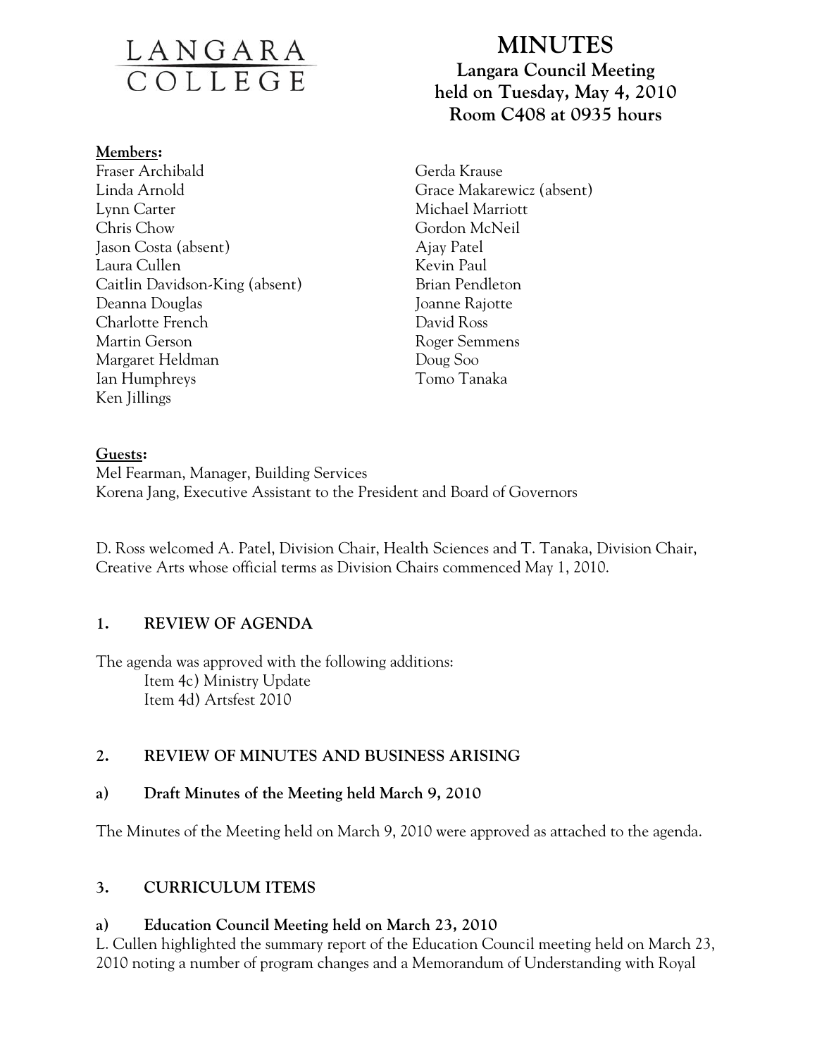LANGARA COLLEGE

# MINUTES

**Langara Council Meeting**
**held on Tuesday, May 4, 2010**
**Room C408 at 0935 hours**

**Members:**

Fraser Archibald
Linda Arnold
Lynn Carter
Chris Chow
Jason Costa (absent)
Laura Cullen
Caitlin Davidson-King (absent)
Deanna Douglas
Charlotte French
Martin Gerson
Margaret Heldman
Ian Humphreys
Ken Jillings
Gerda Krause
Grace Makarewicz (absent)
Michael Marriott
Gordon McNeil
Ajay Patel
Kevin Paul
Brian Pendleton
Joanne Rajotte
David Ross
Roger Semmens
Doug Soo
Tomo Tanaka

**Guests:**

Mel Fearman, Manager, Building Services
Korena Jang, Executive Assistant to the President and Board of Governors

D. Ross welcomed A. Patel, Division Chair, Health Sciences and T. Tanaka, Division Chair, Creative Arts whose official terms as Division Chairs commenced May 1, 2010.

## 1. REVIEW OF AGENDA

The agenda was approved with the following additions:
- Item 4c) Ministry Update
- Item 4d) Artsfest 2010

## 2. REVIEW OF MINUTES AND BUSINESS ARISING

### a) Draft Minutes of the Meeting held March 9, 2010

The Minutes of the Meeting held on March 9, 2010 were approved as attached to the agenda.

## 3. CURRICULUM ITEMS

### a) Education Council Meeting held on March 23, 2010

L. Cullen highlighted the summary report of the Education Council meeting held on March 23, 2010 noting a number of program changes and a Memorandum of Understanding with Royal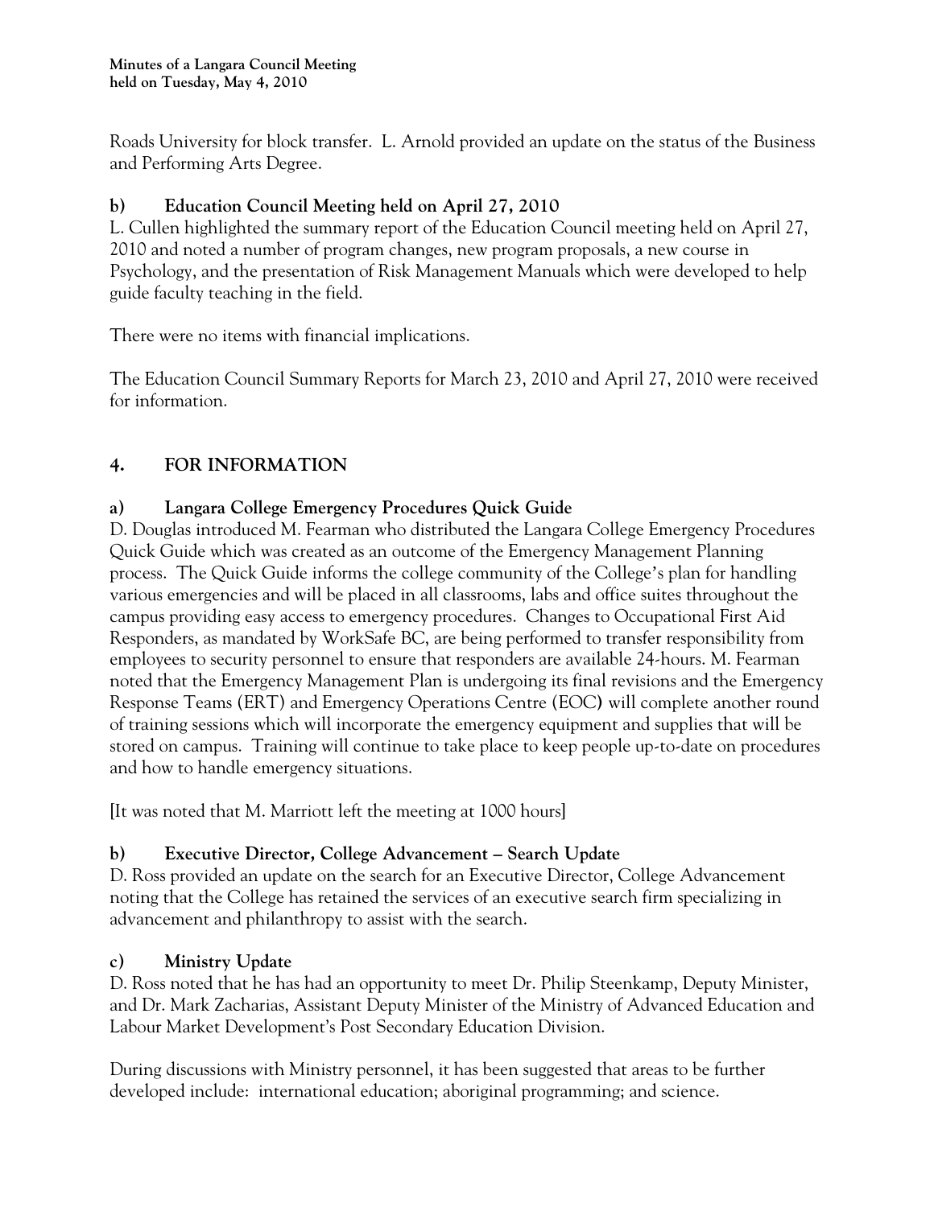Roads University for block transfer. L. Arnold provided an update on the status of the Business and Performing Arts Degree.

### b) Education Council Meeting held on April 27, 2010

L. Cullen highlighted the summary report of the Education Council meeting held on April 27, 2010 and noted a number of program changes, new program proposals, a new course in Psychology, and the presentation of Risk Management Manuals which were developed to help guide faculty teaching in the field.

There were no items with financial implications.

The Education Council Summary Reports for March 23, 2010 and April 27, 2010 were received for information.

## 4. FOR INFORMATION

### a) Langara College Emergency Procedures Quick Guide

D. Douglas introduced M. Fearman who distributed the Langara College Emergency Procedures Quick Guide which was created as an outcome of the Emergency Management Planning process. The Quick Guide informs the college community of the College's plan for handling various emergencies and will be placed in all classrooms, labs and office suites throughout the campus providing easy access to emergency procedures. Changes to Occupational First Aid Responders, as mandated by WorkSafe BC, are being performed to transfer responsibility from employees to security personnel to ensure that responders are available 24-hours. M. Fearman noted that the Emergency Management Plan is undergoing its final revisions and the Emergency Response Teams (ERT) and Emergency Operations Centre (EOC) will complete another round of training sessions which will incorporate the emergency equipment and supplies that will be stored on campus. Training will continue to take place to keep people up-to-date on procedures and how to handle emergency situations.

[It was noted that M. Marriott left the meeting at 1000 hours]

### b) Executive Director, College Advancement – Search Update

D. Ross provided an update on the search for an Executive Director, College Advancement noting that the College has retained the services of an executive search firm specializing in advancement and philanthropy to assist with the search.

### c) Ministry Update

D. Ross noted that he has had an opportunity to meet Dr. Philip Steenkamp, Deputy Minister, and Dr. Mark Zacharias, Assistant Deputy Minister of the Ministry of Advanced Education and Labour Market Development's Post Secondary Education Division.

During discussions with Ministry personnel, it has been suggested that areas to be further developed include: international education; aboriginal programming; and science.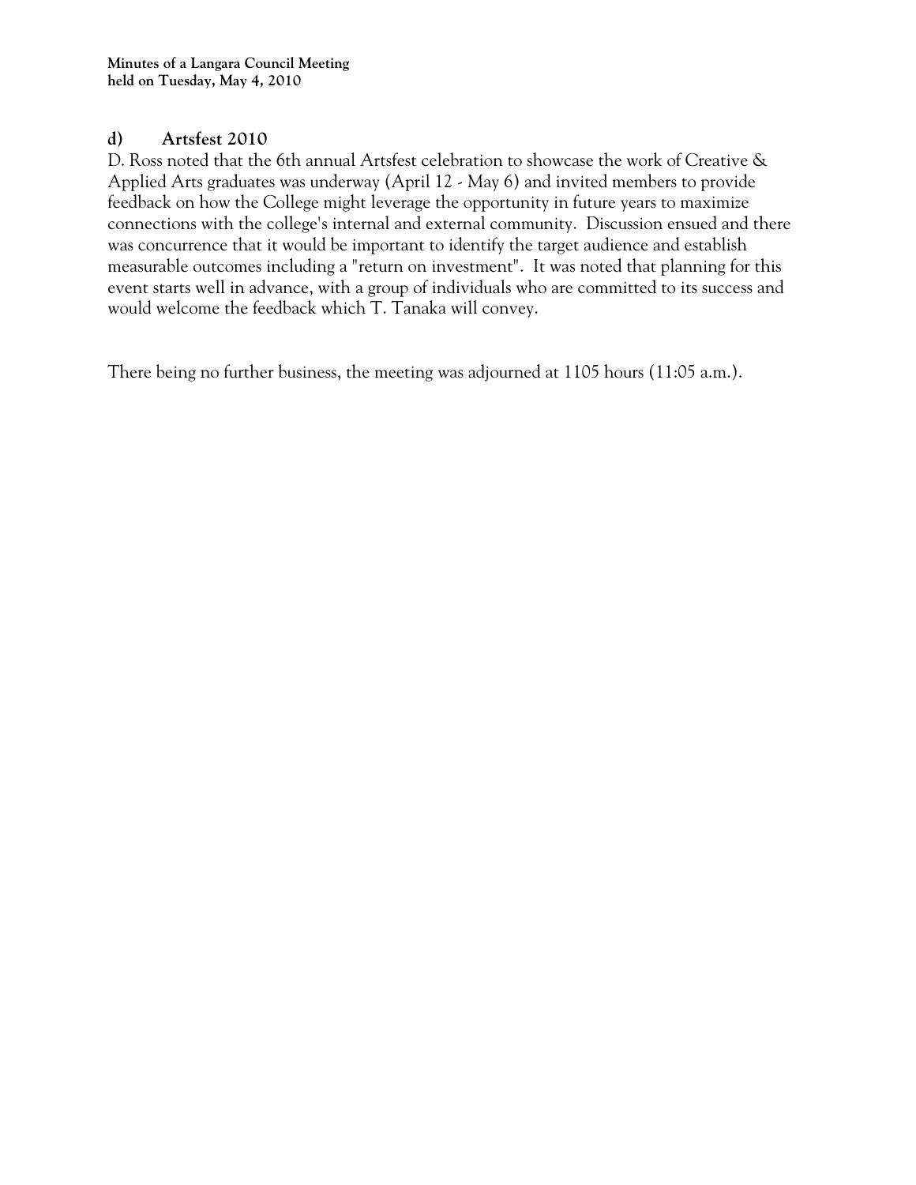#### d) Artsfest 2010

D. Ross noted that the 6th annual Artsfest celebration to showcase the work of Creative & Applied Arts graduates was underway (April 12 - May 6) and invited members to provide feedback on how the College might leverage the opportunity in future years to maximize connections with the college's internal and external community. Discussion ensued and there was concurrence that it would be important to identify the target audience and establish measurable outcomes including a "return on investment". It was noted that planning for this event starts well in advance, with a group of individuals who are committed to its success and would welcome the feedback which T. Tanaka will convey.

There being no further business, the meeting was adjourned at 1105 hours (11:05 a.m.).